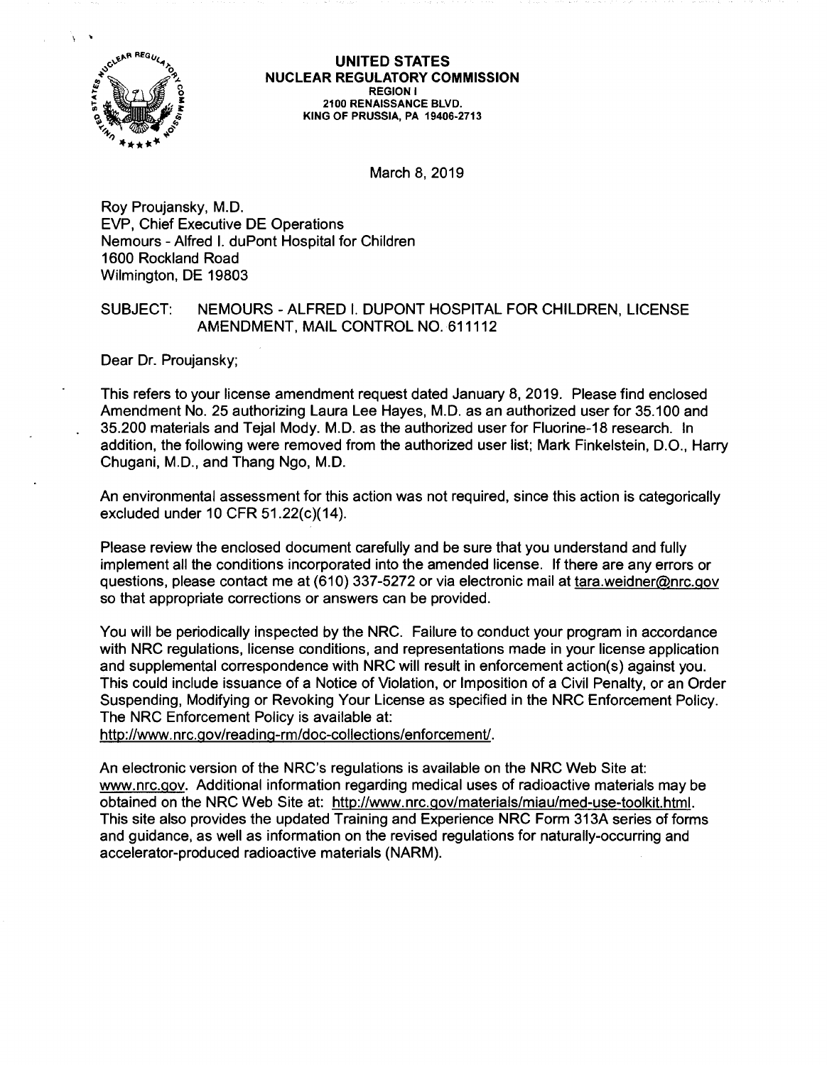**UNITED STATES**
**NUCLEAR REGULATORY COMMISSION**
**REGION I**
**2100 RENAISSANCE BLVD.**
**KING OF PRUSSIA, PA 19406-2713**

March 8, 2019

Roy Proujansky, M.D.
EVP, Chief Executive DE Operations
Nemours - Alfred I. duPont Hospital for Children
1600 Rockland Road
Wilmington, DE 19803

SUBJECT: NEMOURS - ALFRED I. DUPONT HOSPITAL FOR CHILDREN, LICENSE AMENDMENT, MAIL CONTROL NO. 611112

Dear Dr. Proujansky;

This refers to your license amendment request dated January 8, 2019. Please find enclosed Amendment No. 25 authorizing Laura Lee Hayes, M.D. as an authorized user for 35.100 and 35.200 materials and Tejal Mody. M.D. as the authorized user for Fluorine-18 research. In addition, the following were removed from the authorized user list; Mark Finkelstein, D.O., Harry Chugani, M.D., and Thang Ngo, M.D.

An environmental assessment for this action was not required, since this action is categorically excluded under 10 CFR 51.22(c)(14).

Please review the enclosed document carefully and be sure that you understand and fully implement all the conditions incorporated into the amended license. If there are any errors or questions, please contact me at (610) 337-5272 or via electronic mail at tara.weidner@nrc.gov so that appropriate corrections or answers can be provided.

You will be periodically inspected by the NRC. Failure to conduct your program in accordance with NRC regulations, license conditions, and representations made in your license application and supplemental correspondence with NRC will result in enforcement action(s) against you. This could include issuance of a Notice of Violation, or Imposition of a Civil Penalty, or an Order Suspending, Modifying or Revoking Your License as specified in the NRC Enforcement Policy. The NRC Enforcement Policy is available at:
http://www.nrc.gov/reading-rm/doc-collections/enforcement/.

An electronic version of the NRC's regulations is available on the NRC Web Site at: www.nrc.gov. Additional information regarding medical uses of radioactive materials may be obtained on the NRC Web Site at: http://www.nrc.gov/materials/miau/med-use-toolkit.html. This site also provides the updated Training and Experience NRC Form 313A series of forms and guidance, as well as information on the revised regulations for naturally-occurring and accelerator-produced radioactive materials (NARM).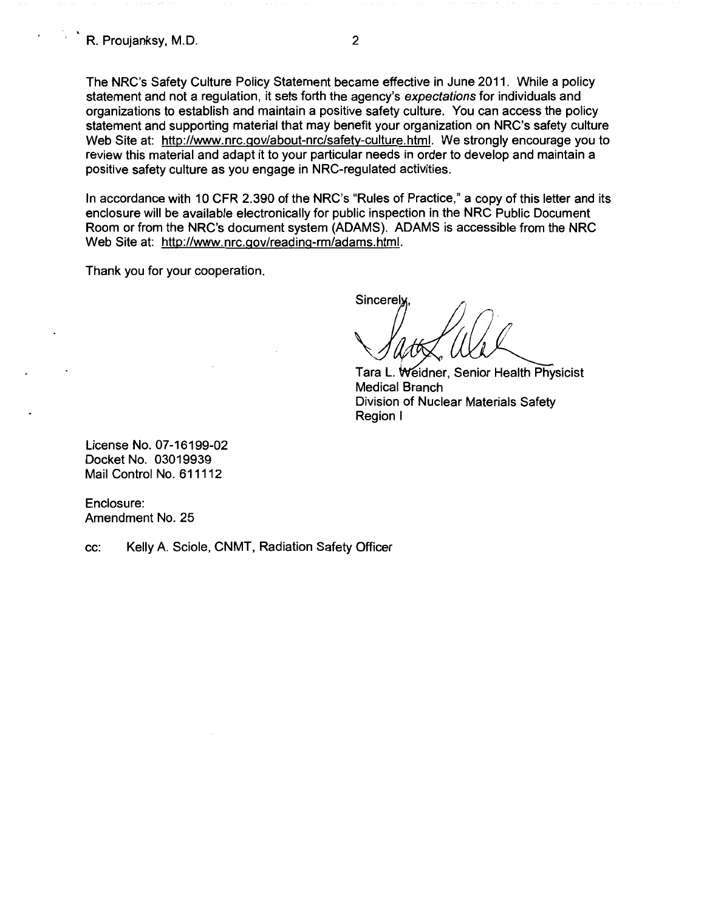The NRC's Safety Culture Policy Statement became effective in June 2011. While a policy statement and not a regulation, it sets forth the agency's *expectations* for individuals and organizations to establish and maintain a positive safety culture. You can access the policy statement and supporting material that may benefit your organization on NRC's safety culture Web Site at: http://www.nrc.gov/about-nrc/safety-culture.html. We strongly encourage you to review this material and adapt it to your particular needs in order to develop and maintain a positive safety culture as you engage in NRC-regulated activities.

In accordance with 10 CFR 2.390 of the NRC's "Rules of Practice," a copy of this letter and its enclosure will be available electronically for public inspection in the NRC Public Document Room or from the NRC's document system (ADAMS). ADAMS is accessible from the NRC Web Site at: http://www.nrc.gov/reading-rm/adams.html.

Thank you for your cooperation.

Sincerely,

Tara L. Weidner, Senior Health Physicist
Medical Branch
Division of Nuclear Materials Safety
Region I

License No. 07-16199-02
Docket No. 03019939
Mail Control No. 611112

Enclosure:
Amendment No. 25

cc: Kelly A. Sciole, CNMT, Radiation Safety Officer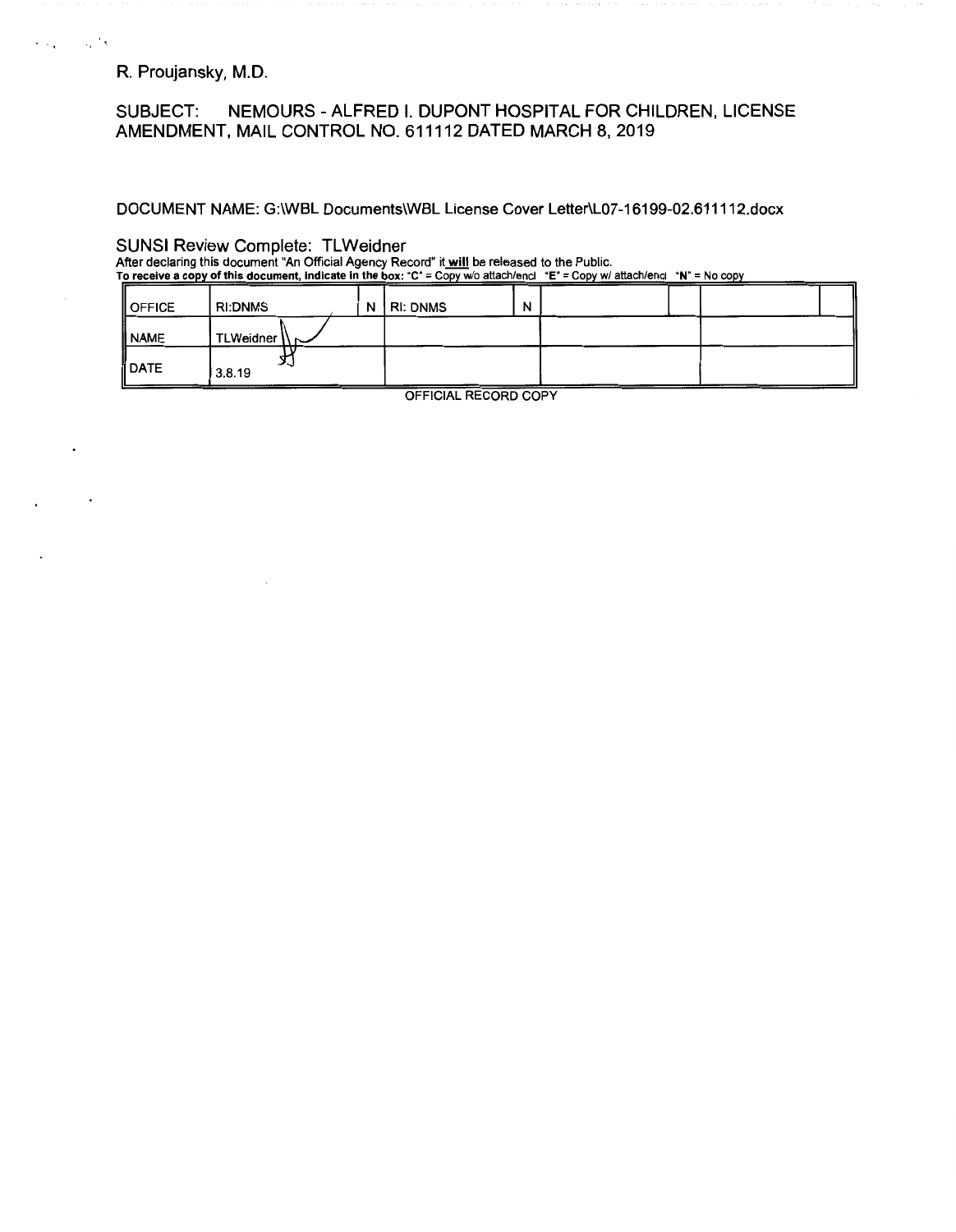R. Proujansky, M.D.

SUBJECT: NEMOURS - ALFRED I. DUPONT HOSPITAL FOR CHILDREN, LICENSE AMENDMENT, MAIL CONTROL NO. 611112 DATED MARCH 8, 2019

DOCUMENT NAME: G:\WBL Documents\WBL License Cover Letter\L07-16199-02.611112.docx

SUNSI Review Complete: TLWeidner

After declaring this document "An Official Agency Record" it **will** be released to the Public.

**To receive a copy of this document, indicate in the box: "C" = Copy w/o attach/encl "E" = Copy w/ attach/encl "N" = No copy**

| OFFICE | RI:DNMS | N | RI: DNMS | N | | | | |
|---|---|---|---|---|---|---|---|---|
| NAME | TLWeidner | | | | | | | |
| DATE | 3.8.19 | | | | | | | |

OFFICIAL RECORD COPY